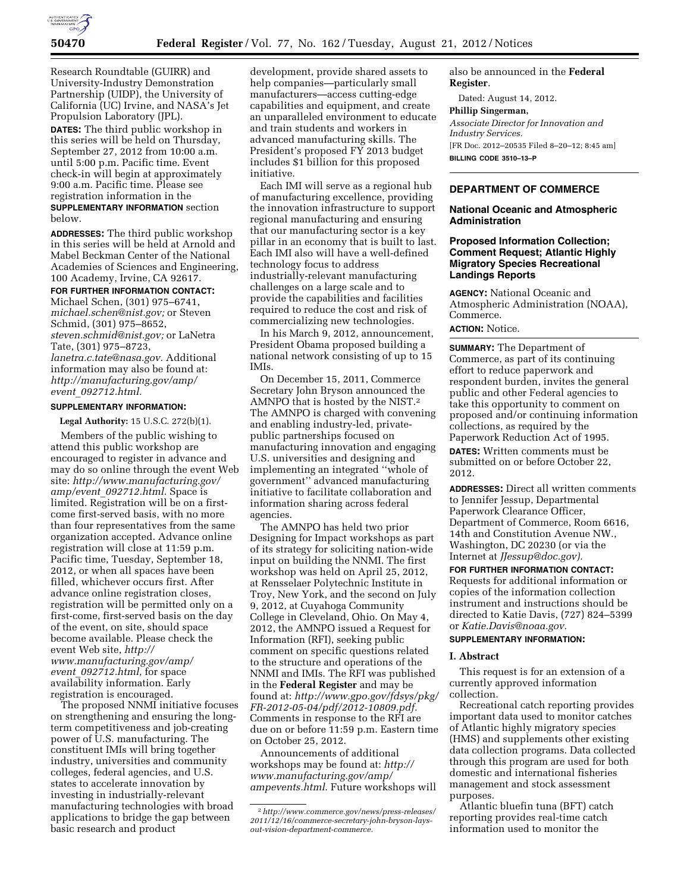Research Roundtable (GUIRR) and University-Industry Demonstration Partnership (UIDP), the University of California (UC) Irvine, and NASA's Jet Propulsion Laboratory (JPL).

**DATES:** The third public workshop in this series will be held on Thursday, September 27, 2012 from 10:00 a.m. until 5:00 p.m. Pacific time. Event check-in will begin at approximately 9:00 a.m. Pacific time. Please see registration information in the **SUPPLEMENTARY INFORMATION** section below.

**ADDRESSES:** The third public workshop in this series will be held at Arnold and Mabel Beckman Center of the National Academies of Sciences and Engineering, 100 Academy, Irvine, CA 92617.

**FOR FURTHER INFORMATION CONTACT:** Michael Schen, (301) 975–6741, *michael.schen@nist.gov;* or Steven Schmid, (301) 975–8652, *steven.schmid@nist.gov;* or LaNetra Tate, (301) 975–8723, *lanetra.c.tate@nasa.gov.* Additional information may also be found at: *http://manufacturing.gov/amp/event_092712.html.*

**SUPPLEMENTARY INFORMATION:**

**Legal Authority:** 15 U.S.C. 272(b)(1).

Members of the public wishing to attend this public workshop are encouraged to register in advance and may do so online through the event Web site: *http://www.manufacturing.gov/amp/event_092712.html.* Space is limited. Registration will be on a first-come first-served basis, with no more than four representatives from the same organization accepted. Advance online registration will close at 11:59 p.m. Pacific time, Tuesday, September 18, 2012, or when all spaces have been filled, whichever occurs first. After advance online registration closes, registration will be permitted only on a first-come, first-served basis on the day of the event, on site, should space become available. Please check the event Web site, *http://www.manufacturing.gov/amp/event_092712.html,* for space availability information. Early registration is encouraged.

The proposed NNMI initiative focuses on strengthening and ensuring the long-term competitiveness and job-creating power of U.S. manufacturing. The constituent IMIs will bring together industry, universities and community colleges, federal agencies, and U.S. states to accelerate innovation by investing in industrially-relevant manufacturing technologies with broad applications to bridge the gap between basic research and product development, provide shared assets to help companies—particularly small manufacturers—access cutting-edge capabilities and equipment, and create an unparalleled environment to educate and train students and workers in advanced manufacturing skills. The President's proposed FY 2013 budget includes $1 billion for this proposed initiative.

Each IMI will serve as a regional hub of manufacturing excellence, providing the innovation infrastructure to support regional manufacturing and ensuring that our manufacturing sector is a key pillar in an economy that is built to last. Each IMI also will have a well-defined technology focus to address industrially-relevant manufacturing challenges on a large scale and to provide the capabilities and facilities required to reduce the cost and risk of commercializing new technologies.

In his March 9, 2012, announcement, President Obama proposed building a national network consisting of up to 15 IMIs.

On December 15, 2011, Commerce Secretary John Bryson announced the AMNPO that is hosted by the NIST.[2] The AMNPO is charged with convening and enabling industry-led, private-public partnerships focused on manufacturing innovation and engaging U.S. universities and designing and implementing an integrated ''whole of government'' advanced manufacturing initiative to facilitate collaboration and information sharing across federal agencies.

The AMNPO has held two prior Designing for Impact workshops as part of its strategy for soliciting nation-wide input on building the NNMI. The first workshop was held on April 25, 2012, at Rensselaer Polytechnic Institute in Troy, New York, and the second on July 9, 2012, at Cuyahoga Community College in Cleveland, Ohio. On May 4, 2012, the AMNPO issued a Request for Information (RFI), seeking public comment on specific questions related to the structure and operations of the NNMI and IMIs. The RFI was published in the **Federal Register** and may be found at: *http://www.gpo.gov/fdsys/pkg/FR-2012-05-04/pdf/2012-10809.pdf.* Comments in response to the RFI are due on or before 11:59 p.m. Eastern time on October 25, 2012.

Announcements of additional workshops may be found at: *http://www.manufacturing.gov/amp/ampevents.html*. Future workshops will also be announced in the **Federal Register**.

[2] *http://www.commerce.gov/news/press-releases/2011/12/16/commerce-secretary-john-bryson-lays-out-vision-department-commerce.*

Dated: August 14, 2012.

**Phillip Singerman,**

*Associate Director for Innovation and Industry Services.*

[FR Doc. 2012–20535 Filed 8–20–12; 8:45 am]

**BILLING CODE 3510–13–P**

## DEPARTMENT OF COMMERCE

### National Oceanic and Atmospheric Administration

### Proposed Information Collection; Comment Request; Atlantic Highly Migratory Species Recreational Landings Reports

**AGENCY:** National Oceanic and Atmospheric Administration (NOAA), Commerce.

**ACTION:** Notice.

**SUMMARY:** The Department of Commerce, as part of its continuing effort to reduce paperwork and respondent burden, invites the general public and other Federal agencies to take this opportunity to comment on proposed and/or continuing information collections, as required by the Paperwork Reduction Act of 1995.

**DATES:** Written comments must be submitted on or before October 22, 2012.

**ADDRESSES:** Direct all written comments to Jennifer Jessup, Departmental Paperwork Clearance Officer, Department of Commerce, Room 6616, 14th and Constitution Avenue NW., Washington, DC 20230 (or via the Internet at *JJessup@doc.gov).*

**FOR FURTHER INFORMATION CONTACT:** Requests for additional information or copies of the information collection instrument and instructions should be directed to Katie Davis, (727) 824–5399 or *Katie.Davis@noaa.gov.*

**SUPPLEMENTARY INFORMATION:**

#### I. Abstract

This request is for an extension of a currently approved information collection.

Recreational catch reporting provides important data used to monitor catches of Atlantic highly migratory species (HMS) and supplements other existing data collection programs. Data collected through this program are used for both domestic and international fisheries management and stock assessment purposes.

Atlantic bluefin tuna (BFT) catch reporting provides real-time catch information used to monitor the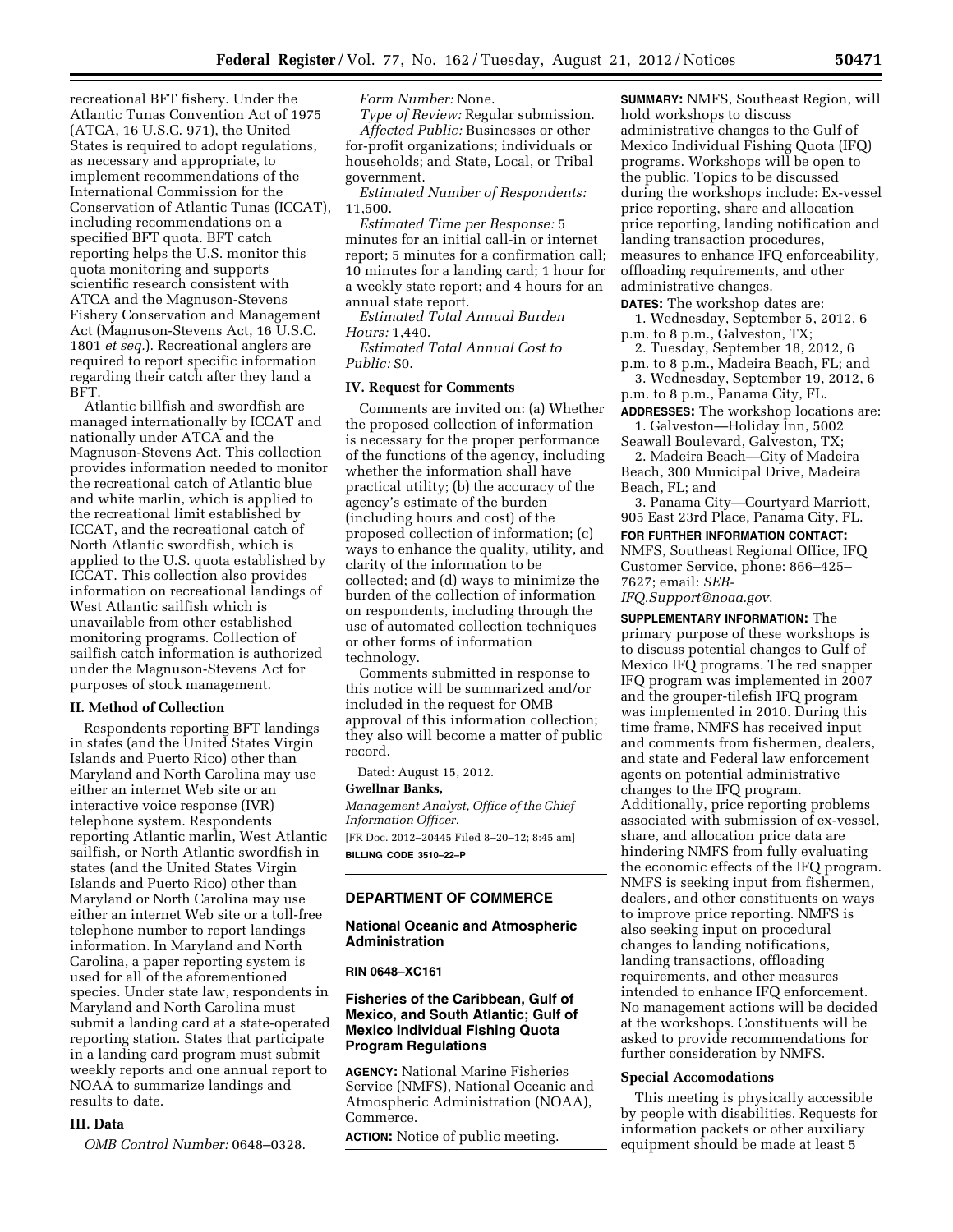recreational BFT fishery. Under the Atlantic Tunas Convention Act of 1975 (ATCA, 16 U.S.C. 971), the United States is required to adopt regulations, as necessary and appropriate, to implement recommendations of the International Commission for the Conservation of Atlantic Tunas (ICCAT), including recommendations on a specified BFT quota. BFT catch reporting helps the U.S. monitor this quota monitoring and supports scientific research consistent with ATCA and the Magnuson-Stevens Fishery Conservation and Management Act (Magnuson-Stevens Act, 16 U.S.C. 1801 *et seq.*). Recreational anglers are required to report specific information regarding their catch after they land a BFT.

Atlantic billfish and swordfish are managed internationally by ICCAT and nationally under ATCA and the Magnuson-Stevens Act. This collection provides information needed to monitor the recreational catch of Atlantic blue and white marlin, which is applied to the recreational limit established by ICCAT, and the recreational catch of North Atlantic swordfish, which is applied to the U.S. quota established by ICCAT. This collection also provides information on recreational landings of West Atlantic sailfish which is unavailable from other established monitoring programs. Collection of sailfish catch information is authorized under the Magnuson-Stevens Act for purposes of stock management.

## II. Method of Collection

Respondents reporting BFT landings in states (and the United States Virgin Islands and Puerto Rico) other than Maryland and North Carolina may use either an internet Web site or an interactive voice response (IVR) telephone system. Respondents reporting Atlantic marlin, West Atlantic sailfish, or North Atlantic swordfish in states (and the United States Virgin Islands and Puerto Rico) other than Maryland or North Carolina may use either an internet Web site or a toll-free telephone number to report landings information. In Maryland and North Carolina, a paper reporting system is used for all of the aforementioned species. Under state law, respondents in Maryland and North Carolina must submit a landing card at a state-operated reporting station. States that participate in a landing card program must submit weekly reports and one annual report to NOAA to summarize landings and results to date.

## III. Data

*OMB Control Number:* 0648–0328.

*Form Number:* None.

*Type of Review:* Regular submission.

*Affected Public:* Businesses or other for-profit organizations; individuals or households; and State, Local, or Tribal government.

*Estimated Number of Respondents:* 11,500.

*Estimated Time per Response:* 5 minutes for an initial call-in or internet report; 5 minutes for a confirmation call; 10 minutes for a landing card; 1 hour for a weekly state report; and 4 hours for an annual state report.

*Estimated Total Annual Burden Hours:* 1,440.

*Estimated Total Annual Cost to Public:* $0.

## IV. Request for Comments

Comments are invited on: (a) Whether the proposed collection of information is necessary for the proper performance of the functions of the agency, including whether the information shall have practical utility; (b) the accuracy of the agency's estimate of the burden (including hours and cost) of the proposed collection of information; (c) ways to enhance the quality, utility, and clarity of the information to be collected; and (d) ways to minimize the burden of the collection of information on respondents, including through the use of automated collection techniques or other forms of information technology.

Comments submitted in response to this notice will be summarized and/or included in the request for OMB approval of this information collection; they also will become a matter of public record.

Dated: August 15, 2012.

**Gwellnar Banks,**

*Management Analyst, Office of the Chief Information Officer.*

[FR Doc. 2012–20445 Filed 8–20–12; 8:45 am]

**BILLING CODE 3510–22–P**

---

# DEPARTMENT OF COMMERCE

## National Oceanic and Atmospheric Administration

**RIN 0648–XC161**

## Fisheries of the Caribbean, Gulf of Mexico, and South Atlantic; Gulf of Mexico Individual Fishing Quota Program Regulations

**AGENCY:** National Marine Fisheries Service (NMFS), National Oceanic and Atmospheric Administration (NOAA), Commerce.

**ACTION:** Notice of public meeting.

**SUMMARY:** NMFS, Southeast Region, will hold workshops to discuss administrative changes to the Gulf of Mexico Individual Fishing Quota (IFQ) programs. Workshops will be open to the public. Topics to be discussed during the workshops include: Ex-vessel price reporting, share and allocation price reporting, landing notification and landing transaction procedures, measures to enhance IFQ enforceability, offloading requirements, and other administrative changes.

**DATES:** The workshop dates are:

1. Wednesday, September 5, 2012, 6 p.m. to 8 p.m., Galveston, TX;
2. Tuesday, September 18, 2012, 6 p.m. to 8 p.m., Madeira Beach, FL; and
3. Wednesday, September 19, 2012, 6 p.m. to 8 p.m., Panama City, FL.

**ADDRESSES:** The workshop locations are:

1. Galveston—Holiday Inn, 5002 Seawall Boulevard, Galveston, TX;
2. Madeira Beach—City of Madeira Beach, 300 Municipal Drive, Madeira Beach, FL; and
3. Panama City—Courtyard Marriott, 905 East 23rd Place, Panama City, FL.

**FOR FURTHER INFORMATION CONTACT:** NMFS, Southeast Regional Office, IFQ Customer Service, phone: 866–425–7627; email: *SER-IFQ.Support@noaa.gov*.

**SUPPLEMENTARY INFORMATION:** The primary purpose of these workshops is to discuss potential changes to Gulf of Mexico IFQ programs. The red snapper IFQ program was implemented in 2007 and the grouper-tilefish IFQ program was implemented in 2010. During this time frame, NMFS has received input and comments from fishermen, dealers, and state and Federal law enforcement agents on potential administrative changes to the IFQ program. Additionally, price reporting problems associated with submission of ex-vessel, share, and allocation price data are hindering NMFS from fully evaluating the economic effects of the IFQ program. NMFS is seeking input from fishermen, dealers, and other constituents on ways to improve price reporting. NMFS is also seeking input on procedural changes to landing notifications, landing transactions, offloading requirements, and other measures intended to enhance IFQ enforcement. No management actions will be decided at the workshops. Constituents will be asked to provide recommendations for further consideration by NMFS.

## Special Accomodations

This meeting is physically accessible by people with disabilities. Requests for information packets or other auxiliary equipment should be made at least 5